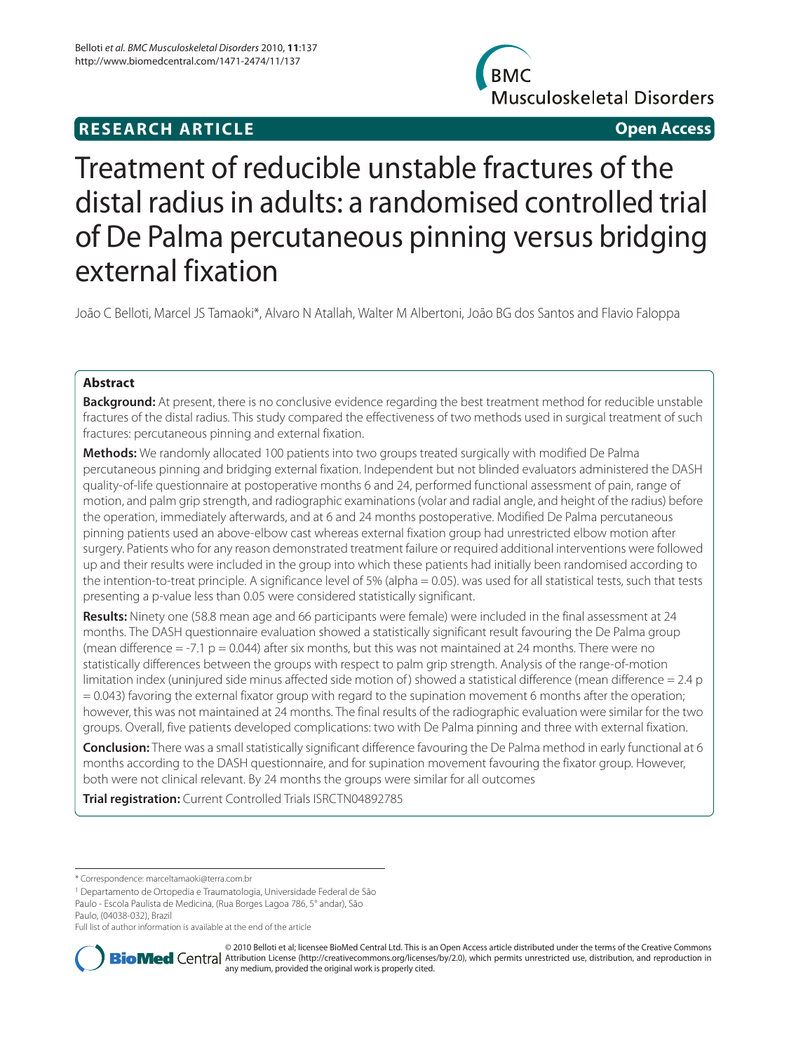**RESEARCH ARTICLE** **Open Access**

# Treatment of reducible unstable fractures of the distal radius in adults: a randomised controlled trial of De Palma percutaneous pinning versus bridging external fixation

João C Belloti, Marcel JS Tamaoki*, Alvaro N Atallah, Walter M Albertoni, João BG dos Santos and Flavio Faloppa

## Abstract

**Background:** At present, there is no conclusive evidence regarding the best treatment method for reducible unstable fractures of the distal radius. This study compared the effectiveness of two methods used in surgical treatment of such fractures: percutaneous pinning and external fixation.

**Methods:** We randomly allocated 100 patients into two groups treated surgically with modified De Palma percutaneous pinning and bridging external fixation. Independent but not blinded evaluators administered the DASH quality-of-life questionnaire at postoperative months 6 and 24, performed functional assessment of pain, range of motion, and palm grip strength, and radiographic examinations (volar and radial angle, and height of the radius) before the operation, immediately afterwards, and at 6 and 24 months postoperative. Modified De Palma percutaneous pinning patients used an above-elbow cast whereas external fixation group had unrestricted elbow motion after surgery. Patients who for any reason demonstrated treatment failure or required additional interventions were followed up and their results were included in the group into which these patients had initially been randomised according to the intention-to-treat principle. A significance level of 5% (alpha = 0.05). was used for all statistical tests, such that tests presenting a p-value less than 0.05 were considered statistically significant.

**Results:** Ninety one (58.8 mean age and 66 participants were female) were included in the final assessment at 24 months. The DASH questionnaire evaluation showed a statistically significant result favouring the De Palma group (mean difference = -7.1 p = 0.044) after six months, but this was not maintained at 24 months. There were no statistically differences between the groups with respect to palm grip strength. Analysis of the range-of-motion limitation index (uninjured side minus affected side motion of) showed a statistical difference (mean difference = 2.4 p = 0.043) favoring the external fixator group with regard to the supination movement 6 months after the operation; however, this was not maintained at 24 months. The final results of the radiographic evaluation were similar for the two groups. Overall, five patients developed complications: two with De Palma pinning and three with external fixation.

**Conclusion:** There was a small statistically significant difference favouring the De Palma method in early functional at 6 months according to the DASH questionnaire, and for supination movement favouring the fixator group. However, both were not clinical relevant. By 24 months the groups were similar for all outcomes

**Trial registration:** Current Controlled Trials ISRCTN04892785

---

\* Correspondence: marceltamaoki@terra.com.br

[1] Departamento de Ortopedia e Traumatologia, Universidade Federal de São Paulo - Escola Paulista de Medicina, (Rua Borges Lagoa 786, 5° andar), São Paulo, (04038-032), Brazil

Full list of author information is available at the end of the article

© 2010 Belloti et al; licensee BioMed Central Ltd. This is an Open Access article distributed under the terms of the Creative Commons Attribution License (http://creativecommons.org/licenses/by/2.0), which permits unrestricted use, distribution, and reproduction in any medium, provided the original work is properly cited.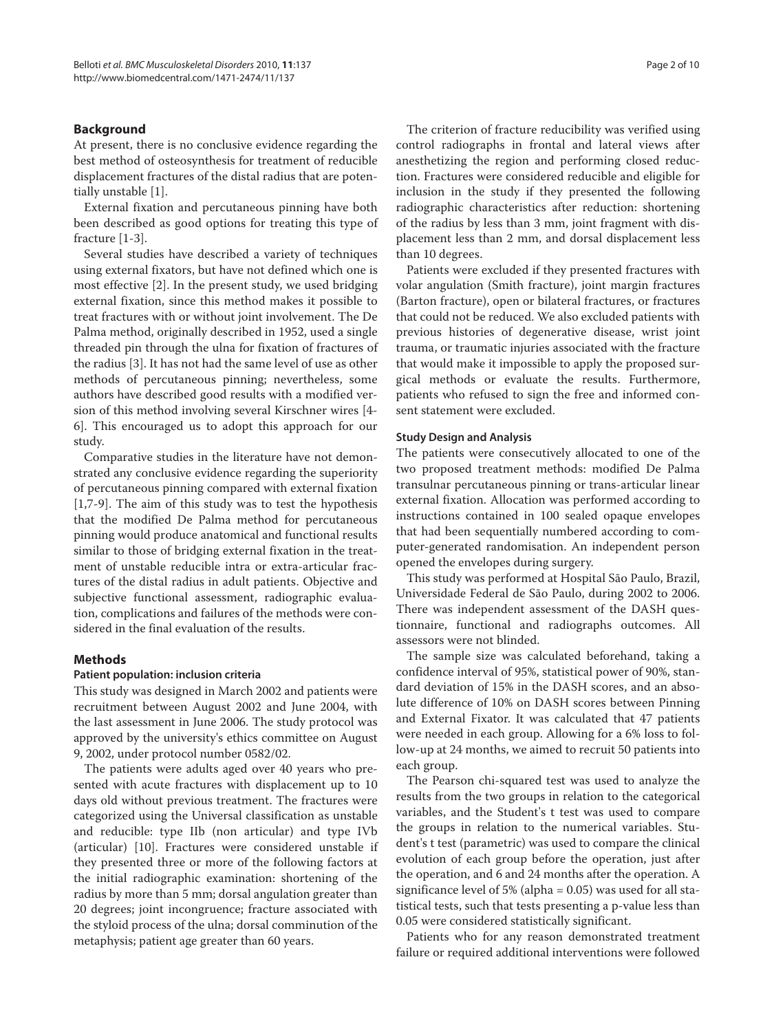## Background

At present, there is no conclusive evidence regarding the best method of osteosynthesis for treatment of reducible displacement fractures of the distal radius that are potentially unstable [1].

External fixation and percutaneous pinning have both been described as good options for treating this type of fracture [1-3].

Several studies have described a variety of techniques using external fixators, but have not defined which one is most effective [2]. In the present study, we used bridging external fixation, since this method makes it possible to treat fractures with or without joint involvement. The De Palma method, originally described in 1952, used a single threaded pin through the ulna for fixation of fractures of the radius [3]. It has not had the same level of use as other methods of percutaneous pinning; nevertheless, some authors have described good results with a modified version of this method involving several Kirschner wires [4-6]. This encouraged us to adopt this approach for our study.

Comparative studies in the literature have not demonstrated any conclusive evidence regarding the superiority of percutaneous pinning compared with external fixation [1,7-9]. The aim of this study was to test the hypothesis that the modified De Palma method for percutaneous pinning would produce anatomical and functional results similar to those of bridging external fixation in the treatment of unstable reducible intra or extra-articular fractures of the distal radius in adult patients. Objective and subjective functional assessment, radiographic evaluation, complications and failures of the methods were considered in the final evaluation of the results.

## Methods

### Patient population: inclusion criteria

This study was designed in March 2002 and patients were recruitment between August 2002 and June 2004, with the last assessment in June 2006. The study protocol was approved by the university's ethics committee on August 9, 2002, under protocol number 0582/02.

The patients were adults aged over 40 years who presented with acute fractures with displacement up to 10 days old without previous treatment. The fractures were categorized using the Universal classification as unstable and reducible: type IIb (non articular) and type IVb (articular) [10]. Fractures were considered unstable if they presented three or more of the following factors at the initial radiographic examination: shortening of the radius by more than 5 mm; dorsal angulation greater than 20 degrees; joint incongruence; fracture associated with the styloid process of the ulna; dorsal comminution of the metaphysis; patient age greater than 60 years.

The criterion of fracture reducibility was verified using control radiographs in frontal and lateral views after anesthetizing the region and performing closed reduction. Fractures were considered reducible and eligible for inclusion in the study if they presented the following radiographic characteristics after reduction: shortening of the radius by less than 3 mm, joint fragment with displacement less than 2 mm, and dorsal displacement less than 10 degrees.

Patients were excluded if they presented fractures with volar angulation (Smith fracture), joint margin fractures (Barton fracture), open or bilateral fractures, or fractures that could not be reduced. We also excluded patients with previous histories of degenerative disease, wrist joint trauma, or traumatic injuries associated with the fracture that would make it impossible to apply the proposed surgical methods or evaluate the results. Furthermore, patients who refused to sign the free and informed consent statement were excluded.

### Study Design and Analysis

The patients were consecutively allocated to one of the two proposed treatment methods: modified De Palma transulnar percutaneous pinning or trans-articular linear external fixation. Allocation was performed according to instructions contained in 100 sealed opaque envelopes that had been sequentially numbered according to computer-generated randomisation. An independent person opened the envelopes during surgery.

This study was performed at Hospital São Paulo, Brazil, Universidade Federal de São Paulo, during 2002 to 2006. There was independent assessment of the DASH questionnaire, functional and radiographs outcomes. All assessors were not blinded.

The sample size was calculated beforehand, taking a confidence interval of 95%, statistical power of 90%, standard deviation of 15% in the DASH scores, and an absolute difference of 10% on DASH scores between Pinning and External Fixator. It was calculated that 47 patients were needed in each group. Allowing for a 6% loss to follow-up at 24 months, we aimed to recruit 50 patients into each group.

The Pearson chi-squared test was used to analyze the results from the two groups in relation to the categorical variables, and the Student's t test was used to compare the groups in relation to the numerical variables. Student's t test (parametric) was used to compare the clinical evolution of each group before the operation, just after the operation, and 6 and 24 months after the operation. A significance level of 5% (alpha = 0.05) was used for all statistical tests, such that tests presenting a p-value less than 0.05 were considered statistically significant.

Patients who for any reason demonstrated treatment failure or required additional interventions were followed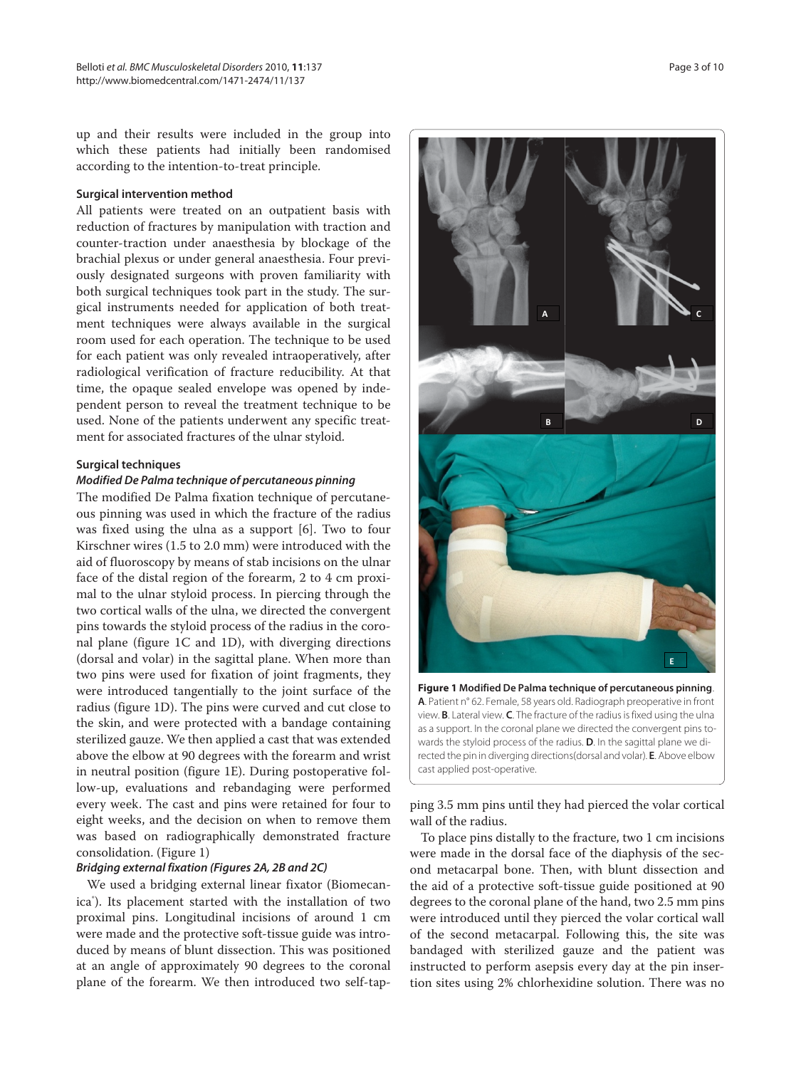up and their results were included in the group into which these patients had initially been randomised according to the intention-to-treat principle.

### Surgical intervention method

All patients were treated on an outpatient basis with reduction of fractures by manipulation with traction and counter-traction under anaesthesia by blockage of the brachial plexus or under general anaesthesia. Four previously designated surgeons with proven familiarity with both surgical techniques took part in the study. The surgical instruments needed for application of both treatment techniques were always available in the surgical room used for each operation. The technique to be used for each patient was only revealed intraoperatively, after radiological verification of fracture reducibility. At that time, the opaque sealed envelope was opened by independent person to reveal the treatment technique to be used. None of the patients underwent any specific treatment for associated fractures of the ulnar styloid.

### Surgical techniques

#### *Modified De Palma technique of percutaneous pinning*

The modified De Palma fixation technique of percutaneous pinning was used in which the fracture of the radius was fixed using the ulna as a support [6]. Two to four Kirschner wires (1.5 to 2.0 mm) were introduced with the aid of fluoroscopy by means of stab incisions on the ulnar face of the distal region of the forearm, 2 to 4 cm proximal to the ulnar styloid process. In piercing through the two cortical walls of the ulna, we directed the convergent pins towards the styloid process of the radius in the coronal plane (figure 1C and 1D), with diverging directions (dorsal and volar) in the sagittal plane. When more than two pins were used for fixation of joint fragments, they were introduced tangentially to the joint surface of the radius (figure 1D). The pins were curved and cut close to the skin, and were protected with a bandage containing sterilized gauze. We then applied a cast that was extended above the elbow at 90 degrees with the forearm and wrist in neutral position (figure 1E). During postoperative follow-up, evaluations and rebandaging were performed every week. The cast and pins were retained for four to eight weeks, and the decision on when to remove them was based on radiographically demonstrated fracture consolidation. (Figure 1)

#### *Bridging external fixation (Figures 2A, 2B and 2C)*

We used a bridging external linear fixator (Biomecanica®). Its placement started with the installation of two proximal pins. Longitudinal incisions of around 1 cm were made and the protective soft-tissue guide was introduced by means of blunt dissection. This was positioned at an angle of approximately 90 degrees to the coronal plane of the forearm. We then introduced two self-tapping 3.5 mm pins until they had pierced the volar cortical wall of the radius.

**Figure 1 Modified De Palma technique of percutaneous pinning**. **A**. Patient n° 62. Female, 58 years old. Radiograph preoperative in front view. **B**. Lateral view. **C**. The fracture of the radius is fixed using the ulna as a support. In the coronal plane we directed the convergent pins towards the styloid process of the radius. **D**. In the sagittal plane we directed the pin in diverging directions(dorsal and volar). **E**. Above elbow cast applied post-operative.

To place pins distally to the fracture, two 1 cm incisions were made in the dorsal face of the diaphysis of the second metacarpal bone. Then, with blunt dissection and the aid of a protective soft-tissue guide positioned at 90 degrees to the coronal plane of the hand, two 2.5 mm pins were introduced until they pierced the volar cortical wall of the second metacarpal. Following this, the site was bandaged with sterilized gauze and the patient was instructed to perform asepsis every day at the pin insertion sites using 2% chlorhexidine solution. There was no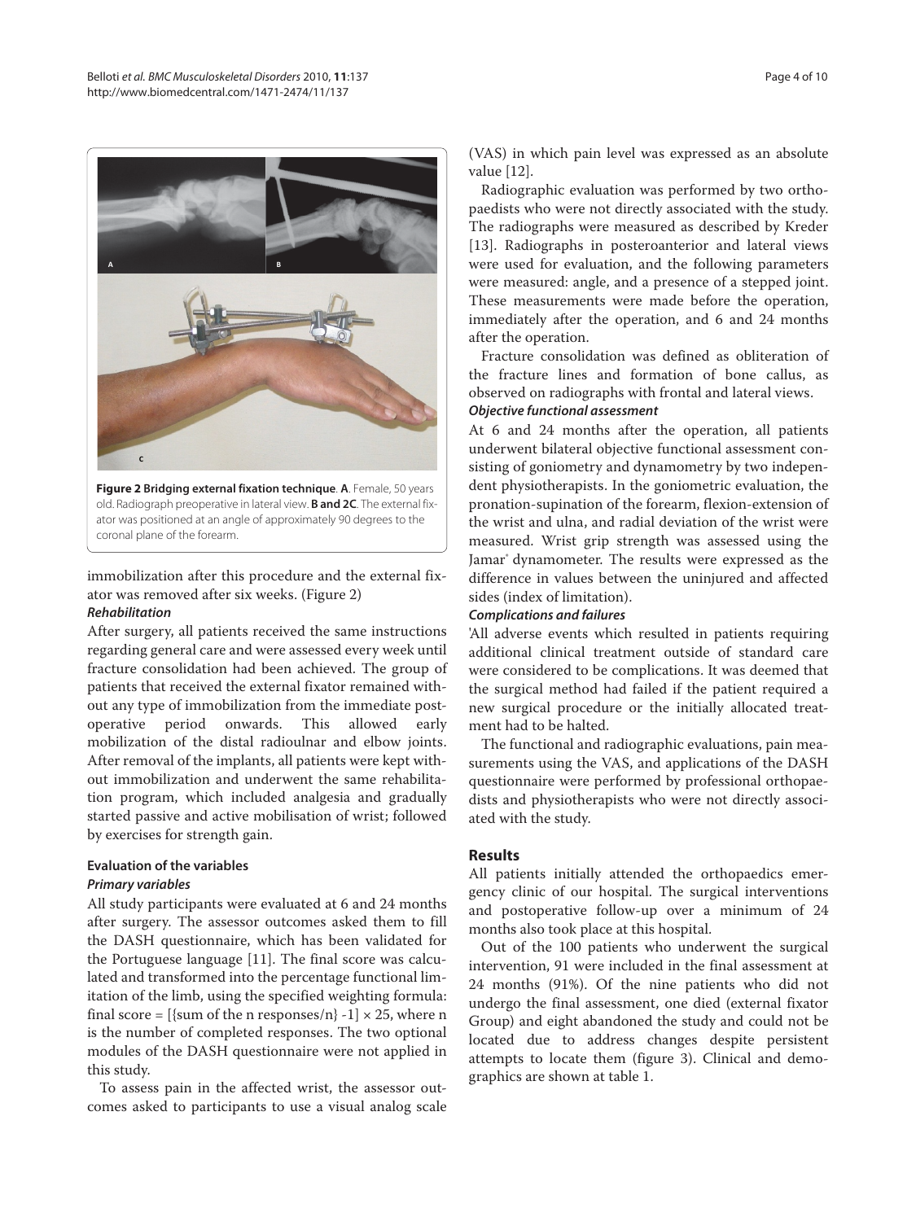**Figure 2 Bridging external fixation technique**. **A**. Female, 50 years old. Radiograph preoperative in lateral view. **B and 2C**. The external fixator was positioned at an angle of approximately 90 degrees to the coronal plane of the forearm.

immobilization after this procedure and the external fixator was removed after six weeks. (Figure 2)

***Rehabilitation***

After surgery, all patients received the same instructions regarding general care and were assessed every week until fracture consolidation had been achieved. The group of patients that received the external fixator remained without any type of immobilization from the immediate postoperative period onwards. This allowed early mobilization of the distal radioulnar and elbow joints. After removal of the implants, all patients were kept without immobilization and underwent the same rehabilitation program, which included analgesia and gradually started passive and active mobilisation of wrist; followed by exercises for strength gain.

### Evaluation of the variables

***Primary variables***

All study participants were evaluated at 6 and 24 months after surgery. The assessor outcomes asked them to fill the DASH questionnaire, which has been validated for the Portuguese language [11]. The final score was calculated and transformed into the percentage functional limitation of the limb, using the specified weighting formula: final score = $[\{\text{sum of the n responses}/n\} - 1] \times 25$, where n is the number of completed responses. The two optional modules of the DASH questionnaire were not applied in this study.

To assess pain in the affected wrist, the assessor outcomes asked to participants to use a visual analog scale (VAS) in which pain level was expressed as an absolute value [12].

Radiographic evaluation was performed by two orthopaedists who were not directly associated with the study. The radiographs were measured as described by Kreder [13]. Radiographs in posteroanterior and lateral views were used for evaluation, and the following parameters were measured: angle, and a presence of a stepped joint. These measurements were made before the operation, immediately after the operation, and 6 and 24 months after the operation.

Fracture consolidation was defined as obliteration of the fracture lines and formation of bone callus, as observed on radiographs with frontal and lateral views.

***Objective functional assessment***

At 6 and 24 months after the operation, all patients underwent bilateral objective functional assessment consisting of goniometry and dynamometry by two independent physiotherapists. In the goniometric evaluation, the pronation-supination of the forearm, flexion-extension of the wrist and ulna, and radial deviation of the wrist were measured. Wrist grip strength was assessed using the Jamar® dynamometer. The results were expressed as the difference in values between the uninjured and affected sides (index of limitation).

***Complications and failures***

'All adverse events which resulted in patients requiring additional clinical treatment outside of standard care were considered to be complications. It was deemed that the surgical method had failed if the patient required a new surgical procedure or the initially allocated treatment had to be halted.

The functional and radiographic evaluations, pain measurements using the VAS, and applications of the DASH questionnaire were performed by professional orthopaedists and physiotherapists who were not directly associated with the study.

## Results

All patients initially attended the orthopaedics emergency clinic of our hospital. The surgical interventions and postoperative follow-up over a minimum of 24 months also took place at this hospital.

Out of the 100 patients who underwent the surgical intervention, 91 were included in the final assessment at 24 months (91%). Of the nine patients who did not undergo the final assessment, one died (external fixator Group) and eight abandoned the study and could not be located due to address changes despite persistent attempts to locate them (figure 3). Clinical and demographics are shown at table 1.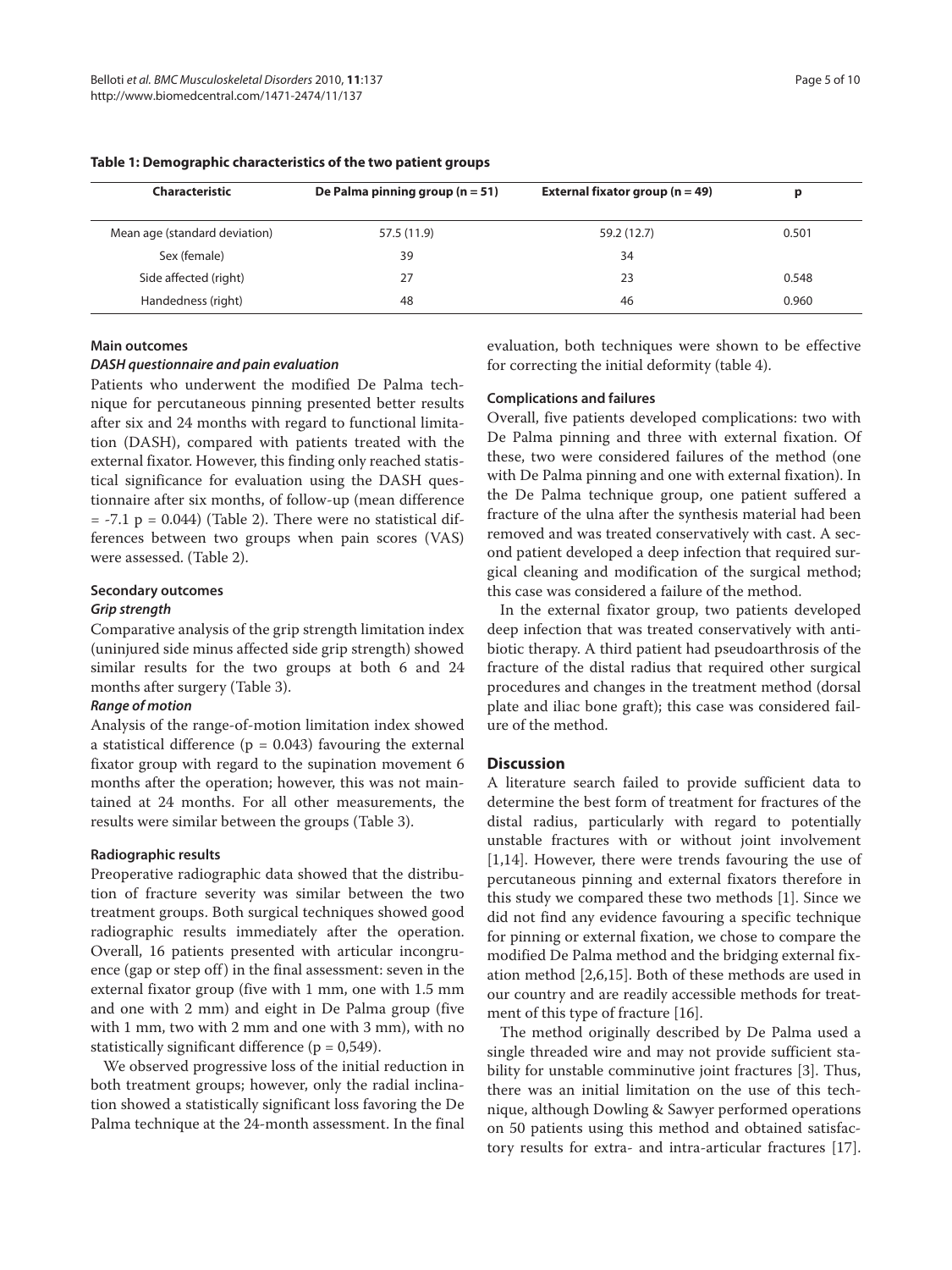**Table 1: Demographic characteristics of the two patient groups**

| Characteristic | De Palma pinning group (n = 51) | External fixator group (n = 49) | p |
|---|---|---|---|
| Mean age (standard deviation) | 57.5 (11.9) | 59.2 (12.7) | 0.501 |
| Sex (female) | 39 | 34 | |
| Side affected (right) | 27 | 23 | 0.548 |
| Handedness (right) | 48 | 46 | 0.960 |

### Main outcomes

#### *DASH questionnaire and pain evaluation*

Patients who underwent the modified De Palma technique for percutaneous pinning presented better results after six and 24 months with regard to functional limitation (DASH), compared with patients treated with the external fixator. However, this finding only reached statistical significance for evaluation using the DASH questionnaire after six months, of follow-up (mean difference = -7.1 p = 0.044) (Table 2). There were no statistical differences between two groups when pain scores (VAS) were assessed. (Table 2).

### Secondary outcomes

#### *Grip strength*

Comparative analysis of the grip strength limitation index (uninjured side minus affected side grip strength) showed similar results for the two groups at both 6 and 24 months after surgery (Table 3).

#### *Range of motion*

Analysis of the range-of-motion limitation index showed a statistical difference (p = 0.043) favouring the external fixator group with regard to the supination movement 6 months after the operation; however, this was not maintained at 24 months. For all other measurements, the results were similar between the groups (Table 3).

### Radiographic results

Preoperative radiographic data showed that the distribution of fracture severity was similar between the two treatment groups. Both surgical techniques showed good radiographic results immediately after the operation. Overall, 16 patients presented with articular incongruence (gap or step off) in the final assessment: seven in the external fixator group (five with 1 mm, one with 1.5 mm and one with 2 mm) and eight in De Palma group (five with 1 mm, two with 2 mm and one with 3 mm), with no statistically significant difference (p = 0,549).

We observed progressive loss of the initial reduction in both treatment groups; however, only the radial inclination showed a statistically significant loss favoring the De Palma technique at the 24-month assessment. In the final evaluation, both techniques were shown to be effective for correcting the initial deformity (table 4).

### Complications and failures

Overall, five patients developed complications: two with De Palma pinning and three with external fixation. Of these, two were considered failures of the method (one with De Palma pinning and one with external fixation). In the De Palma technique group, one patient suffered a fracture of the ulna after the synthesis material had been removed and was treated conservatively with cast. A second patient developed a deep infection that required surgical cleaning and modification of the surgical method; this case was considered a failure of the method.

In the external fixator group, two patients developed deep infection that was treated conservatively with antibiotic therapy. A third patient had pseudoarthrosis of the fracture of the distal radius that required other surgical procedures and changes in the treatment method (dorsal plate and iliac bone graft); this case was considered failure of the method.

## Discussion

A literature search failed to provide sufficient data to determine the best form of treatment for fractures of the distal radius, particularly with regard to potentially unstable fractures with or without joint involvement [1,14]. However, there were trends favouring the use of percutaneous pinning and external fixators therefore in this study we compared these two methods [1]. Since we did not find any evidence favouring a specific technique for pinning or external fixation, we chose to compare the modified De Palma method and the bridging external fixation method [2,6,15]. Both of these methods are used in our country and are readily accessible methods for treatment of this type of fracture [16].

The method originally described by De Palma used a single threaded wire and may not provide sufficient stability for unstable comminutive joint fractures [3]. Thus, there was an initial limitation on the use of this technique, although Dowling & Sawyer performed operations on 50 patients using this method and obtained satisfactory results for extra- and intra-articular fractures [17].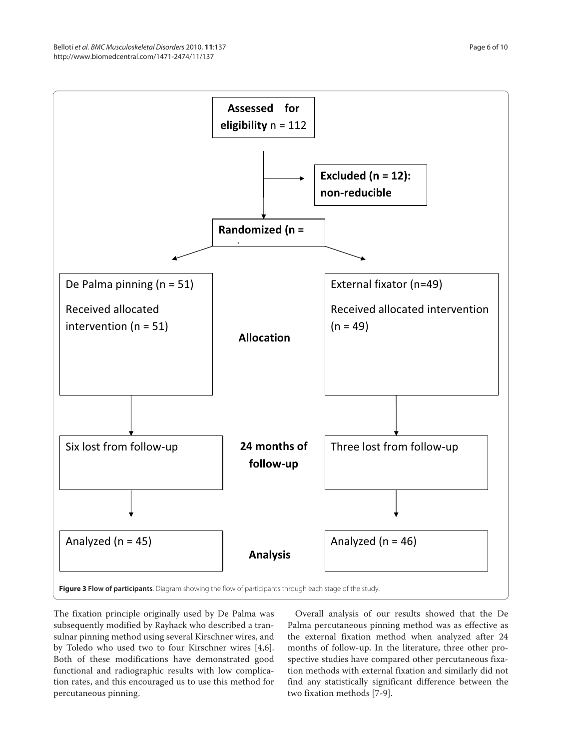Assessed for eligibility n = 112

Excluded (n = 12): non-reducible

Randomized (n =

| De Palma pinning (n = 51) | Allocation | External fixator (n=49) |
| --- | --- | --- |
| Received allocated intervention (n = 51) | | Received allocated intervention (n = 49) |
| Six lost from follow-up | 24 months of follow-up | Three lost from follow-up |
| Analyzed (n = 45) | Analysis | Analyzed (n = 46) |

**Figure 3 Flow of participants**. Diagram showing the flow of participants through each stage of the study.

The fixation principle originally used by De Palma was subsequently modified by Rayhack who described a transulnar pinning method using several Kirschner wires, and by Toledo who used two to four Kirschner wires [4,6]. Both of these modifications have demonstrated good functional and radiographic results with low complication rates, and this encouraged us to use this method for percutaneous pinning.

Overall analysis of our results showed that the De Palma percutaneous pinning method was as effective as the external fixation method when analyzed after 24 months of follow-up. In the literature, three other prospective studies have compared other percutaneous fixation methods with external fixation and similarly did not find any statistically significant difference between the two fixation methods [7-9].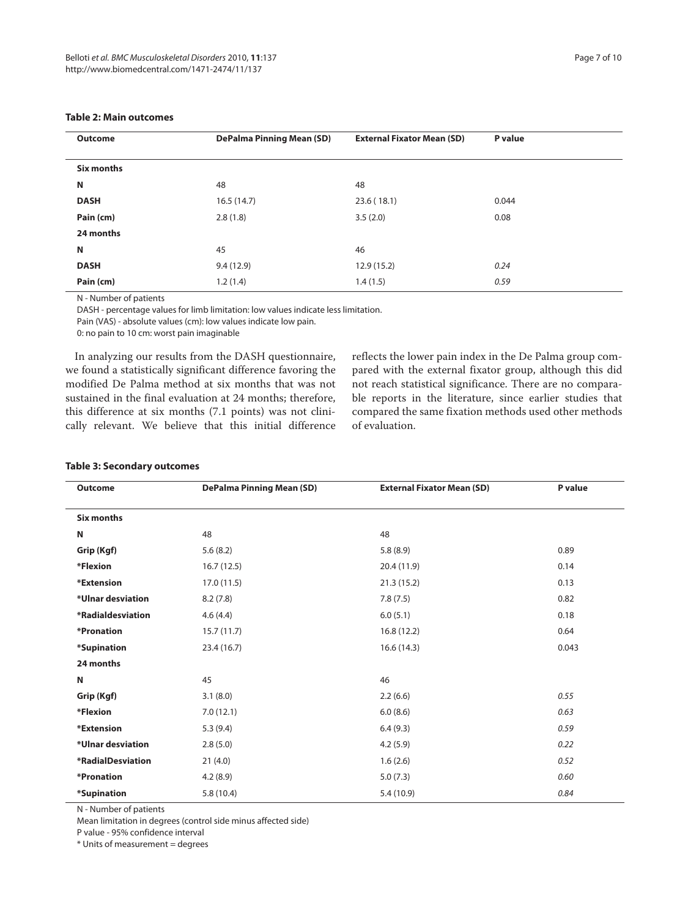**Table 2: Main outcomes**

| Outcome | DePalma Pinning Mean (SD) | External Fixator Mean (SD) | P value |
|---|---|---|---|
| **Six months** | | | |
| **N** | 48 | 48 | |
| **DASH** | 16.5 (14.7) | 23.6 ( 18.1) | 0.044 |
| **Pain (cm)** | 2.8 (1.8) | 3.5 (2.0) | 0.08 |
| **24 months** | | | |
| **N** | 45 | 46 | |
| **DASH** | 9.4 (12.9) | 12.9 (15.2) | *0.24* |
| **Pain (cm)** | 1.2 (1.4) | 1.4 (1.5) | *0.59* |

N - Number of patients

DASH - percentage values for limb limitation: low values indicate less limitation.

Pain (VAS) - absolute values (cm): low values indicate low pain.

0: no pain to 10 cm: worst pain imaginable

In analyzing our results from the DASH questionnaire, we found a statistically significant difference favoring the modified De Palma method at six months that was not sustained in the final evaluation at 24 months; therefore, this difference at six months (7.1 points) was not clinically relevant. We believe that this initial difference reflects the lower pain index in the De Palma group compared with the external fixator group, although this did not reach statistical significance. There are no comparable reports in the literature, since earlier studies that compared the same fixation methods used other methods of evaluation.

**Table 3: Secondary outcomes**

| Outcome | DePalma Pinning Mean (SD) | External Fixator Mean (SD) | P value |
|---|---|---|---|
| **Six months** | | | |
| **N** | 48 | 48 | |
| **Grip (Kgf)** | 5.6 (8.2) | 5.8 (8.9) | 0.89 |
| **\*Flexion** | 16.7 (12.5) | 20.4 (11.9) | 0.14 |
| **\*Extension** | 17.0 (11.5) | 21.3 (15.2) | 0.13 |
| **\*Ulnar desviation** | 8.2 (7.8) | 7.8 (7.5) | 0.82 |
| **\*Radialdesviation** | 4.6 (4.4) | 6.0 (5.1) | 0.18 |
| **\*Pronation** | 15.7 (11.7) | 16.8 (12.2) | 0.64 |
| **\*Supination** | 23.4 (16.7) | 16.6 (14.3) | 0.043 |
| **24 months** | | | |
| **N** | 45 | 46 | |
| **Grip (Kgf)** | 3.1 (8.0) | 2.2 (6.6) | *0.55* |
| **\*Flexion** | 7.0 (12.1) | 6.0 (8.6) | *0.63* |
| **\*Extension** | 5.3 (9.4) | 6.4 (9.3) | *0.59* |
| **\*Ulnar desviation** | 2.8 (5.0) | 4.2 (5.9) | *0.22* |
| **\*RadialDesviation** | 21 (4.0) | 1.6 (2.6) | *0.52* |
| **\*Pronation** | 4.2 (8.9) | 5.0 (7.3) | *0.60* |
| **\*Supination** | 5.8 (10.4) | 5.4 (10.9) | *0.84* |

N - Number of patients

Mean limitation in degrees (control side minus affected side)

P value - 95% confidence interval

\* Units of measurement = degrees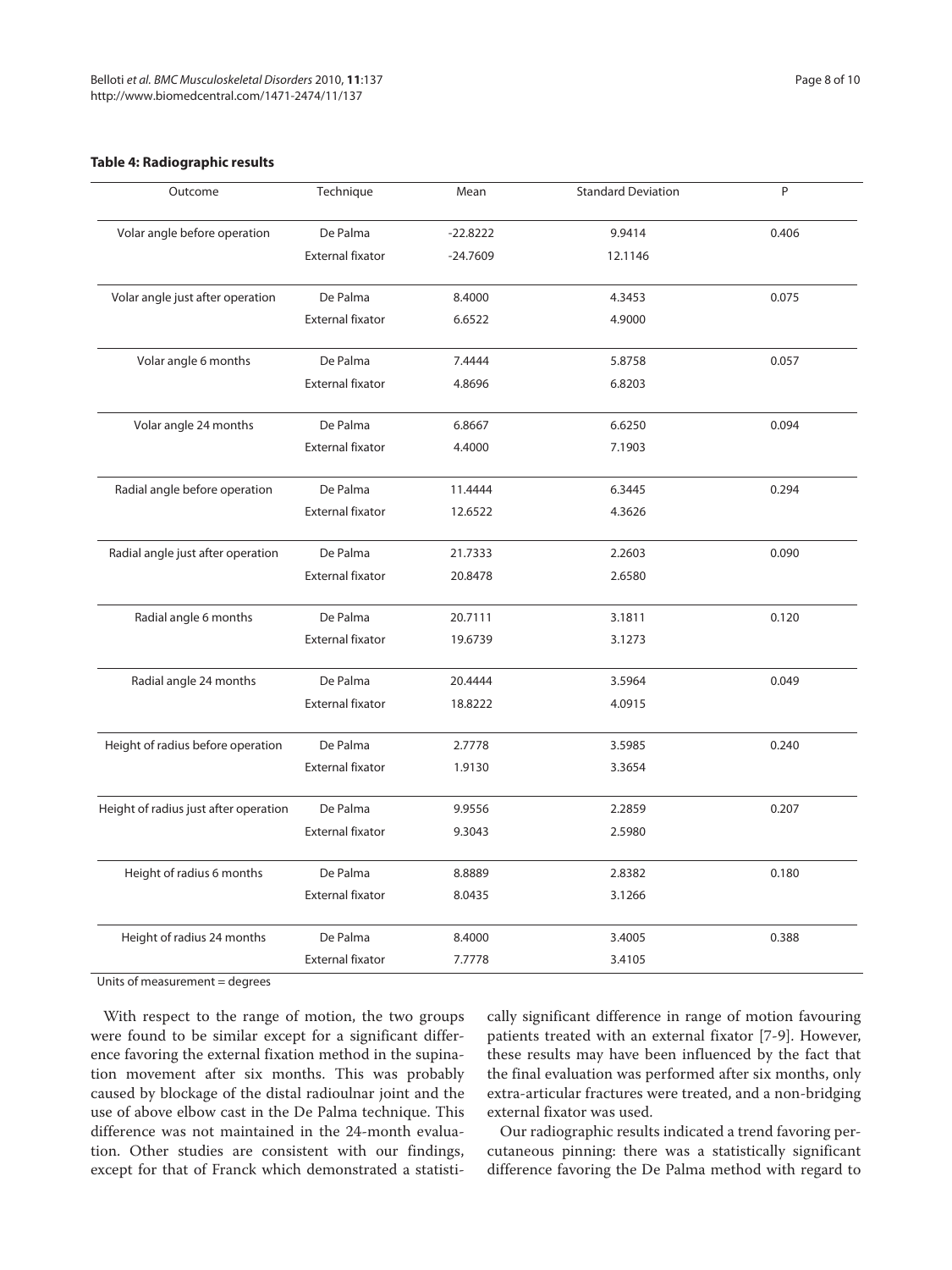**Table 4: Radiographic results**

| Outcome | Technique | Mean | Standard Deviation | P |
|---|---|---|---|---|
| Volar angle before operation | De Palma | -22.8222 | 9.9414 | 0.406 |
| | External fixator | -24.7609 | 12.1146 | |
| Volar angle just after operation | De Palma | 8.4000 | 4.3453 | 0.075 |
| | External fixator | 6.6522 | 4.9000 | |
| Volar angle 6 months | De Palma | 7.4444 | 5.8758 | 0.057 |
| | External fixator | 4.8696 | 6.8203 | |
| Volar angle 24 months | De Palma | 6.8667 | 6.6250 | 0.094 |
| | External fixator | 4.4000 | 7.1903 | |
| Radial angle before operation | De Palma | 11.4444 | 6.3445 | 0.294 |
| | External fixator | 12.6522 | 4.3626 | |
| Radial angle just after operation | De Palma | 21.7333 | 2.2603 | 0.090 |
| | External fixator | 20.8478 | 2.6580 | |
| Radial angle 6 months | De Palma | 20.7111 | 3.1811 | 0.120 |
| | External fixator | 19.6739 | 3.1273 | |
| Radial angle 24 months | De Palma | 20.4444 | 3.5964 | 0.049 |
| | External fixator | 18.8222 | 4.0915 | |
| Height of radius before operation | De Palma | 2.7778 | 3.5985 | 0.240 |
| | External fixator | 1.9130 | 3.3654 | |
| Height of radius just after operation | De Palma | 9.9556 | 2.2859 | 0.207 |
| | External fixator | 9.3043 | 2.5980 | |
| Height of radius 6 months | De Palma | 8.8889 | 2.8382 | 0.180 |
| | External fixator | 8.0435 | 3.1266 | |
| Height of radius 24 months | De Palma | 8.4000 | 3.4005 | 0.388 |
| | External fixator | 7.7778 | 3.4105 | |

Units of measurement = degrees

With respect to the range of motion, the two groups were found to be similar except for a significant difference favoring the external fixation method in the supination movement after six months. This was probably caused by blockage of the distal radioulnar joint and the use of above elbow cast in the De Palma technique. This difference was not maintained in the 24-month evaluation. Other studies are consistent with our findings, except for that of Franck which demonstrated a statistically significant difference in range of motion favouring patients treated with an external fixator [7-9]. However, these results may have been influenced by the fact that the final evaluation was performed after six months, only extra-articular fractures were treated, and a non-bridging external fixator was used.

Our radiographic results indicated a trend favoring percutaneous pinning: there was a statistically significant difference favoring the De Palma method with regard to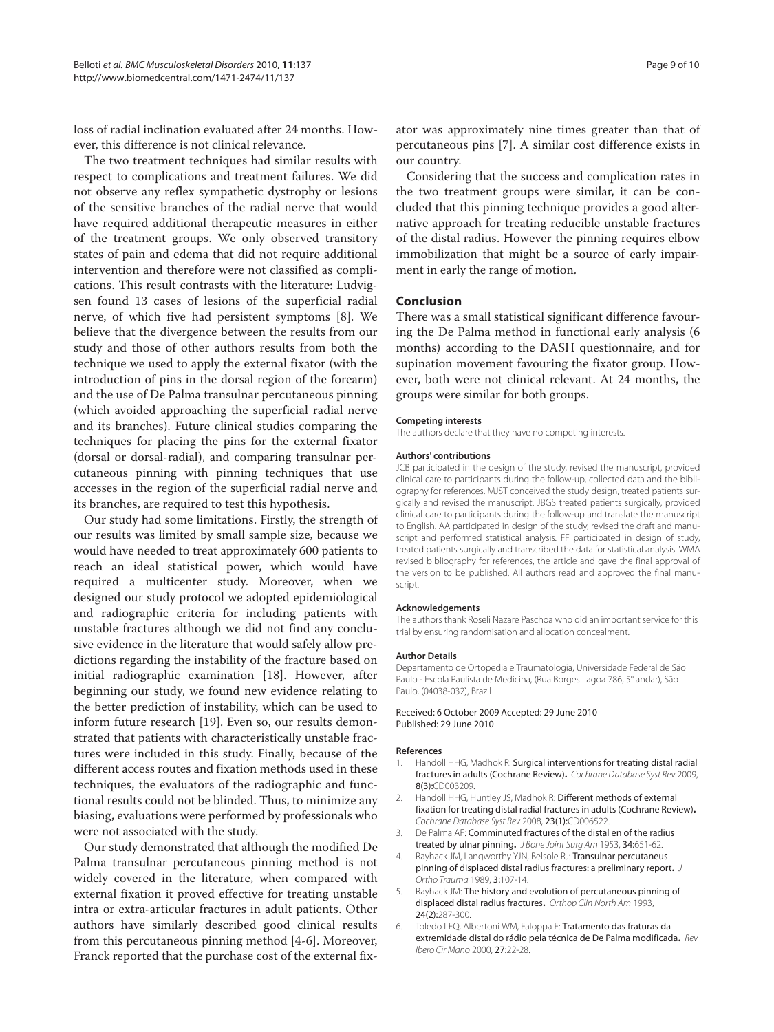loss of radial inclination evaluated after 24 months. However, this difference is not clinical relevance.

The two treatment techniques had similar results with respect to complications and treatment failures. We did not observe any reflex sympathetic dystrophy or lesions of the sensitive branches of the radial nerve that would have required additional therapeutic measures in either of the treatment groups. We only observed transitory states of pain and edema that did not require additional intervention and therefore were not classified as complications. This result contrasts with the literature: Ludvigsen found 13 cases of lesions of the superficial radial nerve, of which five had persistent symptoms [8]. We believe that the divergence between the results from our study and those of other authors results from both the technique we used to apply the external fixator (with the introduction of pins in the dorsal region of the forearm) and the use of De Palma transulnar percutaneous pinning (which avoided approaching the superficial radial nerve and its branches). Future clinical studies comparing the techniques for placing the pins for the external fixator (dorsal or dorsal-radial), and comparing transulnar percutaneous pinning with pinning techniques that use accesses in the region of the superficial radial nerve and its branches, are required to test this hypothesis.

Our study had some limitations. Firstly, the strength of our results was limited by small sample size, because we would have needed to treat approximately 600 patients to reach an ideal statistical power, which would have required a multicenter study. Moreover, when we designed our study protocol we adopted epidemiological and radiographic criteria for including patients with unstable fractures although we did not find any conclusive evidence in the literature that would safely allow predictions regarding the instability of the fracture based on initial radiographic examination [18]. However, after beginning our study, we found new evidence relating to the better prediction of instability, which can be used to inform future research [19]. Even so, our results demonstrated that patients with characteristically unstable fractures were included in this study. Finally, because of the different access routes and fixation methods used in these techniques, the evaluators of the radiographic and functional results could not be blinded. Thus, to minimize any biasing, evaluations were performed by professionals who were not associated with the study.

Our study demonstrated that although the modified De Palma transulnar percutaneous pinning method is not widely covered in the literature, when compared with external fixation it proved effective for treating unstable intra or extra-articular fractures in adult patients. Other authors have similarly described good clinical results from this percutaneous pinning method [4-6]. Moreover, Franck reported that the purchase cost of the external fixator was approximately nine times greater than that of percutaneous pins [7]. A similar cost difference exists in our country.

Considering that the success and complication rates in the two treatment groups were similar, it can be concluded that this pinning technique provides a good alternative approach for treating reducible unstable fractures of the distal radius. However the pinning requires elbow immobilization that might be a source of early impairment in early the range of motion.

## Conclusion

There was a small statistical significant difference favouring the De Palma method in functional early analysis (6 months) according to the DASH questionnaire, and for supination movement favouring the fixator group. However, both were not clinical relevant. At 24 months, the groups were similar for both groups.

#### Competing interests

The authors declare that they have no competing interests.

#### Authors' contributions

JCB participated in the design of the study, revised the manuscript, provided clinical care to participants during the follow-up, collected data and the bibliography for references. MJST conceived the study design, treated patients surgically and revised the manuscript. JBGS treated patients surgically, provided clinical care to participants during the follow-up and translate the manuscript to English. AA participated in design of the study, revised the draft and manuscript and performed statistical analysis. FF participated in design of study, treated patients surgically and transcribed the data for statistical analysis. WMA revised bibliography for references, the article and gave the final approval of the version to be published. All authors read and approved the final manuscript.

#### Acknowledgements

The authors thank Roseli Nazare Paschoa who did an important service for this trial by ensuring randomisation and allocation concealment.

#### Author Details

Departamento de Ortopedia e Traumatologia, Universidade Federal de São Paulo - Escola Paulista de Medicina, (Rua Borges Lagoa 786, 5° andar), São Paulo, (04038-032), Brazil

Received: 6 October 2009 Accepted: 29 June 2010
Published: 29 June 2010

#### References

1. Handoll HHG, Madhok R: **Surgical interventions for treating distal radial fractures in adults (Cochrane Review).** *Cochrane Database Syst Rev* 2009, **8(3):**CD003209.
2. Handoll HHG, Huntley JS, Madhok R: **Different methods of external fixation for treating distal radial fractures in adults (Cochrane Review).** *Cochrane Database Syst Rev* 2008, **23(1):**CD006522.
3. De Palma AF: **Comminuted fractures of the distal en of the radius treated by ulnar pinning.** *J Bone Joint Surg Am* 1953, **34:**651-62.
4. Rayhack JM, Langworthy YJN, Belsole RJ: **Transulnar percutaneous pinning of displaced distal radius fractures: a preliminary report.** *J Ortho Trauma* 1989, **3:**107-14.
5. Rayhack JM: **The history and evolution of percutaneous pinning of displaced distal radius fractures.** *Orthop Clin North Am* 1993, **24(2):**287-300.
6. Toledo LFQ, Albertoni WM, Faloppa F: **Tratamento das fraturas da extremidade distal do rádio pela técnica de De Palma modificada.** *Rev Ibero Cir Mano* 2000, **27:**22-28.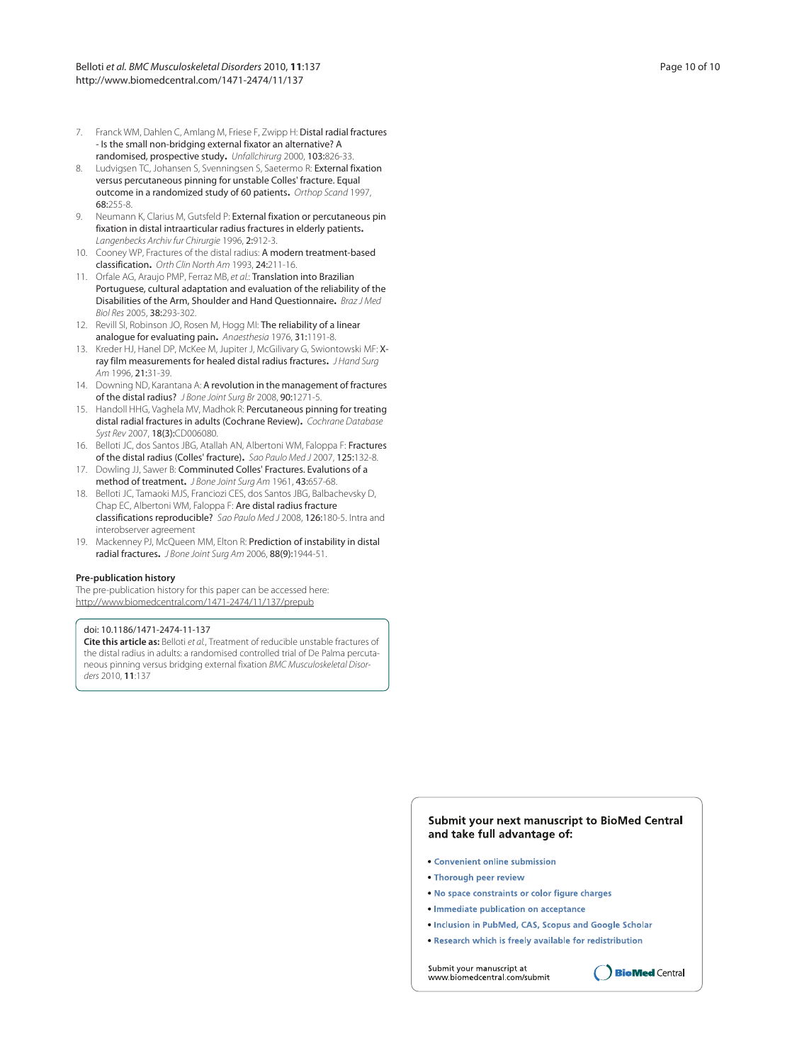7. Franck WM, Dahlen C, Amlang M, Friese F, Zwipp H: **Distal radial fractures - Is the small non-bridging external fixator an alternative? A randomised, prospective study.** *Unfallchirurg* 2000, **103**:826-33.
8. Ludvigsen TC, Johansen S, Svenningsen S, Saetermo R: **External fixation versus percutaneous pinning for unstable Colles' fracture. Equal outcome in a randomized study of 60 patients.** *Orthop Scand* 1997, **68**:255-8.
9. Neumann K, Clarius M, Gutsfeld P: **External fixation or percutaneous pin fixation in distal intraarticular radius fractures in elderly patients.** *Langenbecks Archiv fur Chirurgie* 1996, **2**:912-3.
10. Cooney WP, Fractures of the distal radius: **A modern treatment-based classification.** *Orth Clin North Am* 1993, **24**:211-16.
11. Orfale AG, Araujo PMP, Ferraz MB, *et al.*: **Translation into Brazilian Portuguese, cultural adaptation and evaluation of the reliability of the Disabilities of the Arm, Shoulder and Hand Questionnaire.** *Braz J Med Biol Res* 2005, **38**:293-302.
12. Revill SI, Robinson JO, Rosen M, Hogg MI: **The reliability of a linear analogue for evaluating pain.** *Anaesthesia* 1976, **31**:1191-8.
13. Kreder HJ, Hanel DP, McKee M, Jupiter J, McGilivary G, Swiontowski MF: **X-ray film measurements for healed distal radius fractures.** *J Hand Surg Am* 1996, **21**:31-39.
14. Downing ND, Karantana A: **A revolution in the management of fractures of the distal radius?** *J Bone Joint Surg Br* 2008, **90**:1271-5.
15. Handoll HHG, Vaghela MV, Madhok R: **Percutaneous pinning for treating distal radial fractures in adults (Cochrane Review).** *Cochrane Database Syst Rev* 2007, **18(3)**:CD006080.
16. Belloti JC, dos Santos JBG, Atallah AN, Albertoni WM, Faloppa F: **Fractures of the distal radius (Colles' fracture).** *Sao Paulo Med J* 2007, **125**:132-8.
17. Dowling JJ, Sawer B: **Comminuted Colles' Fractures. Evalutions of a method of treatment.** *J Bone Joint Surg Am* 1961, **43**:657-68.
18. Belloti JC, Tamaoki MJS, Franciozi CES, dos Santos JBG, Balbachevsky D, Chap EC, Albertoni WM, Faloppa F: **Are distal radius fracture classifications reproducible?** *Sao Paulo Med J* 2008, **126**:180-5. Intra and interobserver agreement
19. Mackenney PJ, McQueen MM, Elton R: **Prediction of instability in distal radial fractures.** *J Bone Joint Surg Am* 2006, **88(9)**:1944-51.

### Pre-publication history

The pre-publication history for this paper can be accessed here:
http://www.biomedcentral.com/1471-2474/11/137/prepub

doi: 10.1186/1471-2474-11-137

**Cite this article as:** Belloti *et al.*, Treatment of reducible unstable fractures of the distal radius in adults: a randomised controlled trial of De Palma percutaneous pinning versus bridging external fixation *BMC Musculoskeletal Disorders* 2010, **11**:137

**Submit your next manuscript to BioMed Central and take full advantage of:**

- Convenient online submission
- Thorough peer review
- No space constraints or color figure charges
- Immediate publication on acceptance
- Inclusion in PubMed, CAS, Scopus and Google Scholar
- Research which is freely available for redistribution

Submit your manuscript at
www.biomedcentral.com/submit

BioMed Central